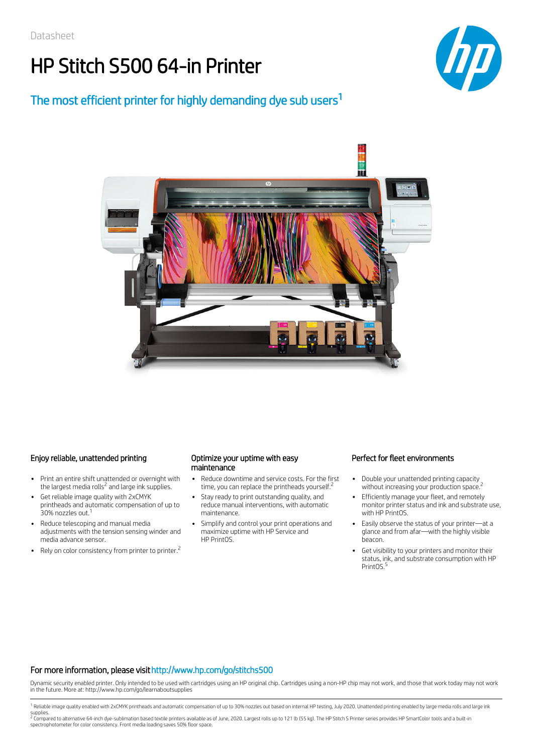Datasheet

# HP Stitch S500 64-in Printer

## The most efficient printer for highly demanding dye sub users[1]

### Enjoy reliable, unattended printing

- Print an entire shift unattended or overnight with the largest media rolls[2] and large ink supplies.
- Get reliable image quality with 2xCMYK printheads and automatic compensation of up to 30% nozzles out.[1]
- Reduce telescoping and manual media adjustments with the tension sensing winder and media advance sensor.
- Rely on color consistency from printer to printer.[2]

### Optimize your uptime with easy maintenance

- Reduce downtime and service costs. For the first time, you can replace the printheads yourself.[2]
- Stay ready to print outstanding quality, and reduce manual interventions, with automatic maintenance.
- Simplify and control your print operations and maximize uptime with HP Service and HP PrintOS.

### Perfect for fleet environments

- Double your unattended printing capacity without increasing your production space.[2]
- Efficiently manage your fleet, and remotely monitor printer status and ink and substrate use, with HP PrintOS.
- Easily observe the status of your printer—at a glance and from afar—with the highly visible beacon.
- Get visibility to your printers and monitor their status, ink, and substrate consumption with HP PrintOS.[5]

### For more information, please visit http://www.hp.com/go/stitchs500

Dynamic security enabled printer. Only intended to be used with cartridges using an HP original chip. Cartridges using a non-HP chip may not work, and those that work today may not work in the future. More at: http://www.hp.com/go/learnaboutsupplies

[1] Reliable image quality enabled with 2xCMYK printheads and automatic compensation of up to 30% nozzles out based on internal HP testing, July 2020. Unattended printing enabled by large media rolls and large ink supplies.

[2] Compared to alternative 64-inch dye-sublimation based textile printers available as of June, 2020. Largest rolls up to 121 lb (55 kg). The HP Stitch S Printer series provides HP SmartColor tools and a built-in spectrophotometer for color consistency. Front media loading saves 50% floor space.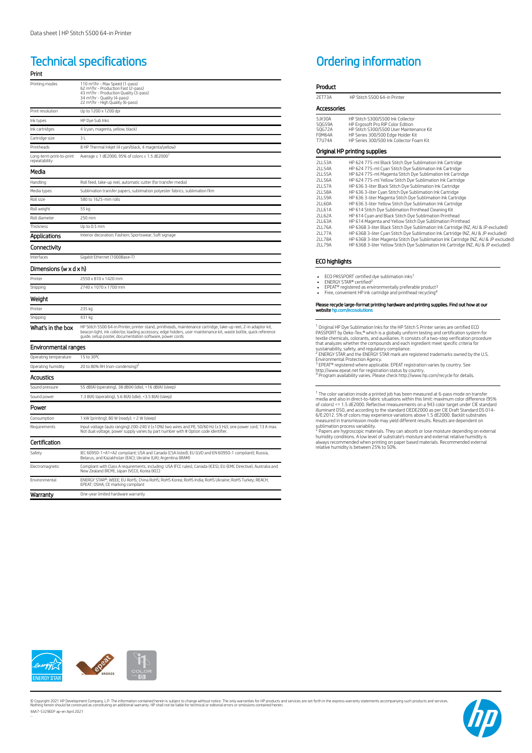# Technical specifications

## Print

| | |
|---|---|
| Printing modes | 110 m²/hr - Max Speed (1-pass)<br>62 m²/hr - Production Fast (2-pass)<br>43 m²/hr - Production Quality (3-pass)<br>34 m²/hr - Quality (4-pass)<br>22 m²/hr - High Quality (6-pass) |
| Print resolution | Up to 1200 x 1200 dpi |
| Ink types | HP Dye Sub Inks |
| Ink cartridges | 4 (cyan, magenta, yellow, black) |
| Cartridge size | 3 L |
| Printheads | 8 HP Thermal Inkjet (4 cyan/black, 4 magenta/yellow) |
| Long-term print-to-print repeatability | Average ≤ 1 dE2000, 95% of colors ≤ 1.5 dE2000[1] |

## Media

| | |
|---|---|
| Handling | Roll feed, take-up reel, automatic cutter (for transfer media) |
| Media types | Sublimation transfer papers, sublimation polyester fabrics, sublimation film |
| Roll size | 580 to 1625-mm rolls |
| Roll weight | 55 kg |
| Roll diameter | 250 mm |
| Thickness | Up to 0.5 mm |

## Applications

Interior decoration; Fashion; Sportswear; Soft signage

## Connectivity

| | |
|---|---|
| Interfaces | Gigabit Ethernet (1000Base-T) |

## Dimensions (w x d x h)

| | |
|---|---|
| Printer | 2550 x 810 x 1420 mm |
| Shipping | 2740 x 1070 x 1700 mm |

## Weight

| | |
|---|---|
| Printer | 235 kg |
| Shipping | 431 kg |

## What's in the box

HP Stitch S500 64-in Printer, printer stand, printheads, maintenance cartridge, take-up reel, 2-in adaptor kit, beacon light, ink collector, loading accessory, edge holders, user maintenance kit, waste bottle, quick reference guide, setup poster, documentation software, power cords

## Environmental ranges

| | |
|---|---|
| Operating temperature | 15 to 30ºC |
| Operating humidity | 20 to 80% RH (non-condensing)[2] |

## Acoustics

| | |
|---|---|
| Sound pressure | 55 dB(A) (operating), 38 dB(A) (idle), <16 dB(A) (sleep) |
| Sound power | 7.3 B(A) (operating), 5.6 B(A) (idle), <3.5 B(A) (sleep) |

## Power

| | |
|---|---|
| Consumption | 1 kW (printing); 80 W (ready); < 2 W (sleep) |
| Requirements | Input voltage (auto ranging) 200-240 V (±10%) two wires and PE; 50/60 Hz (±3 Hz); one power cord; 13 A max. Not dual voltage, power supply varies by part number with # Option code identifier. |

## Certification

| | |
|---|---|
| Safety | IEC 60950-1+A1+A2 compliant; USA and Canada (CSA listed); EU (LVD and EN 60950-1 compliant); Russia, Belarus, and Kazakhstan (EAC); Ukraine (UA); Argentina (IRAM) |
| Electromagnetic | Compliant with Class A requirements, including: USA (FCC rules), Canada (ICES), EU (EMC Directive), Australia and New Zealand (RCM), Japan (VCCI), Korea (KCC) |
| Environmental | ENERGY STAR®; WEEE; EU RoHS; China RoHS; RoHS Korea; RoHS India; RoHS Ukraine; RoHS Turkey; REACH; EPEAT; OSHA; CE marking compliant |

## Warranty

One-year limited hardware warranty

# Ordering information

## Product

| | |
|---|---|
| 2ET73A | HP Stitch S500 64-in Printer |

## Accessories

| | |
|---|---|
| 5JX30A | HP Stitch S300/S500 Ink Collector |
| 5QG59A | HP Ergosoft Pro RIP Color Edition |
| 5QG72A | HP Stitch S300/S500 User Maintenance Kit |
| F0M64A | HP Series 300/500 Edge Holder Kit |
| T7U74A | HP Series 300/500 Ink Collector Foam Kit |

## Original HP printing supplies

| | |
|---|---|
| 2LL53A | HP 624 775-ml Black Stitch Dye Sublimation Ink Cartridge |
| 2LL54A | HP 624 775-ml Cyan Stitch Dye Sublimation Ink Cartridge |
| 2LL55A | HP 624 775-ml Magenta Stitch Dye Sublimation Ink Cartridge |
| 2LL56A | HP 624 775-ml Yellow Stitch Dye Sublimation Ink Cartridge |
| 2LL57A | HP 636 3-liter Black Stitch Dye Sublimation Ink Cartridge |
| 2LL58A | HP 636 3-liter Cyan Stitch Dye Sublimation Ink Cartridge |
| 2LL59A | HP 636 3-liter Magenta Stitch Dye Sublimation Ink Cartridge |
| 2LL60A | HP 636 3-liter Yellow Stitch Dye Sublimation Ink Cartridge |
| 2LL61A | HP 614 Stitch Dye Sublimation Printhead Cleaning Kit |
| 2LL62A | HP 614 Cyan and Black Stitch Dye Sublimation Printhead |
| 2LL63A | HP 614 Magenta and Yellow Stitch Dye Sublimation Printhead |
| 2LL76A | HP 636B 3-liter Black Stitch Dye Sublimation Ink Cartridge (NZ, AU & JP excluded) |
| 2LL77A | HP 636B 3-liter Cyan Stitch Dye Sublimation Ink Cartridge (NZ, AU & JP excluded) |
| 2LL78A | HP 636B 3-liter Magenta Stitch Dye Sublimation Ink Cartridge (NZ, AU & JP excluded) |
| 2LL79A | HP 636B 3-liter Yellow Stitch Dye Sublimation Ink Cartridge (NZ, AU & JP excluded) |

## ECO highlights

- ECO PASSPORT certified dye sublimation inks[1]
- ENERGY STAR® certified[2]
- EPEAT® registered as environmentally preferable product[3]
- Free, convenient HP ink cartridge and printhead recycling[4]

**Please recycle large-format printing hardware and printing supplies. Find out how at our website hp.com/ecosolutions**

[1] Original HP Dye Sublimation Inks for the HP Stitch S Printer series are certified ECO PASSPORT by Oeko-Tex,® which is a globally uniform testing and certification system for textile chemicals, colorants, and auxiliaries. It consists of a two-step verification procedure that analyzes whether the compounds and each ingredient meet specific criteria for sustainability, safety, and regulatory compliance.
[2] ENERGY STAR and the ENERGY STAR mark are registered trademarks owned by the U.S. Environmental Protection Agency.
[3] EPEAT® registered where applicable. EPEAT registration varies by country. See http://www.epeat.net for registration status by country.
[4] Program availability varies. Please check http://www.hp.com/recycle for details.

[1] The color variation inside a printed job has been measured at 6-pass mode on transfer media and also in direct-to-fabric situations within this limit: maximum color difference (95% of colors) <= 1.5 dE2000. Reflective measurements on a 943 color target under CIE standard illuminant D50, and according to the standard CIEDE2000 as per CIE Draft Standard DS 014-6/E:2012. 5% of colors may experience variations above 1.5 dE2000. Backlit substrates measured in transmission mode may yield different results. Results are dependent on sublimation process variability.
[2] Papers are hygroscopic materials. They can absorb or lose moisture depending on external humidity conditions. A low level of substrate's moisture and external relative humidity is always recommended when printing on paper based materials. Recommended external relative humidity is between 25% to 50%.

ENERGY STAR

epeat BRONZE

COLOR

© Copyright 2021 HP Development Company, L.P. The information contained herein is subject to change without notice. The only warranties for HP products and services are set forth in the express warranty statements accompanying such products and services. Nothing herein should be construed as constituting an additional warranty. HP shall not be liable for technical or editorial errors or omissions contained herein.

4AA7-5329EEP ap-en April 2021